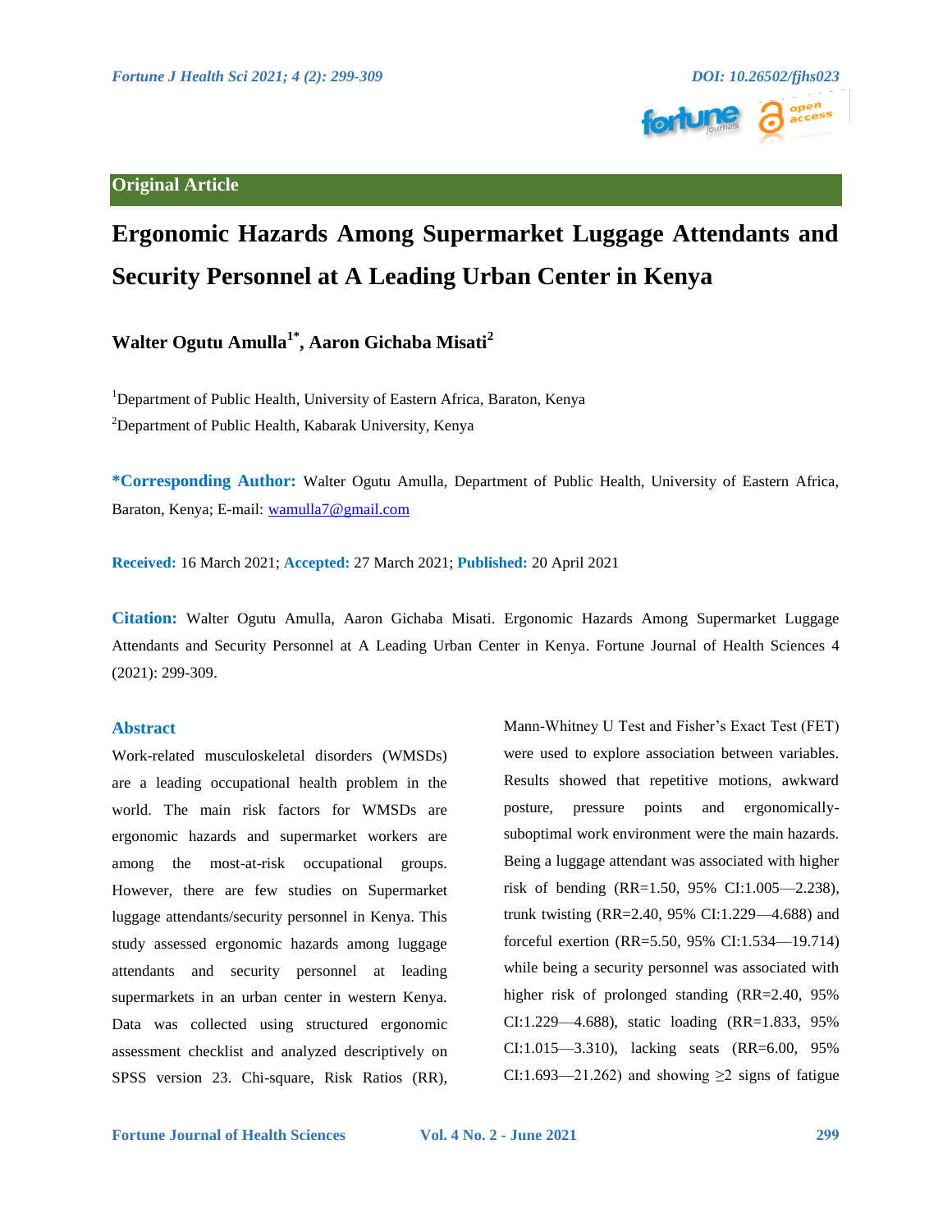Original Article

# Ergonomic Hazards Among Supermarket Luggage Attendants and Security Personnel at A Leading Urban Center in Kenya

**Walter Ogutu Amulla[1*], Aaron Gichaba Misati[2]**

[1]Department of Public Health, University of Eastern Africa, Baraton, Kenya

[2]Department of Public Health, Kabarak University, Kenya

**\*Corresponding Author:** Walter Ogutu Amulla, Department of Public Health, University of Eastern Africa, Baraton, Kenya; E-mail: wamulla7@gmail.com

**Received:** 16 March 2021; **Accepted:** 27 March 2021; **Published:** 20 April 2021

**Citation:** Walter Ogutu Amulla, Aaron Gichaba Misati. Ergonomic Hazards Among Supermarket Luggage Attendants and Security Personnel at A Leading Urban Center in Kenya. Fortune Journal of Health Sciences 4 (2021): 299-309.

## Abstract

Work-related musculoskeletal disorders (WMSDs) are a leading occupational health problem in the world. The main risk factors for WMSDs are ergonomic hazards and supermarket workers are among the most-at-risk occupational groups. However, there are few studies on Supermarket luggage attendants/security personnel in Kenya. This study assessed ergonomic hazards among luggage attendants and security personnel at leading supermarkets in an urban center in western Kenya. Data was collected using structured ergonomic assessment checklist and analyzed descriptively on SPSS version 23. Chi-square, Risk Ratios (RR), Mann-Whitney U Test and Fisher's Exact Test (FET) were used to explore association between variables. Results showed that repetitive motions, awkward posture, pressure points and ergonomically-suboptimal work environment were the main hazards. Being a luggage attendant was associated with higher risk of bending (RR=1.50, 95% CI:1.005—2.238), trunk twisting (RR=2.40, 95% CI:1.229—4.688) and forceful exertion (RR=5.50, 95% CI:1.534—19.714) while being a security personnel was associated with higher risk of prolonged standing (RR=2.40, 95% CI:1.229—4.688), static loading (RR=1.833, 95% CI:1.015—3.310), lacking seats (RR=6.00, 95% CI:1.693—21.262) and showing ≥2 signs of fatigue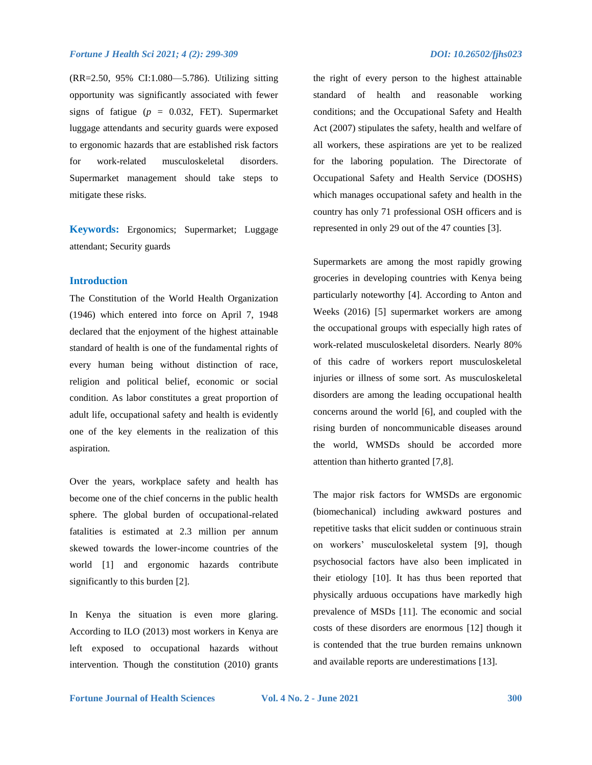(RR=2.50, 95% CI:1.080—5.786). Utilizing sitting opportunity was significantly associated with fewer signs of fatigue (*p* = 0.032, FET). Supermarket luggage attendants and security guards were exposed to ergonomic hazards that are established risk factors for work-related musculoskeletal disorders. Supermarket management should take steps to mitigate these risks.

**Keywords:** Ergonomics; Supermarket; Luggage attendant; Security guards

## Introduction

The Constitution of the World Health Organization (1946) which entered into force on April 7, 1948 declared that the enjoyment of the highest attainable standard of health is one of the fundamental rights of every human being without distinction of race, religion and political belief, economic or social condition. As labor constitutes a great proportion of adult life, occupational safety and health is evidently one of the key elements in the realization of this aspiration.

Over the years, workplace safety and health has become one of the chief concerns in the public health sphere. The global burden of occupational-related fatalities is estimated at 2.3 million per annum skewed towards the lower-income countries of the world [1] and ergonomic hazards contribute significantly to this burden [2].

In Kenya the situation is even more glaring. According to ILO (2013) most workers in Kenya are left exposed to occupational hazards without intervention. Though the constitution (2010) grants the right of every person to the highest attainable standard of health and reasonable working conditions; and the Occupational Safety and Health Act (2007) stipulates the safety, health and welfare of all workers, these aspirations are yet to be realized for the laboring population. The Directorate of Occupational Safety and Health Service (DOSHS) which manages occupational safety and health in the country has only 71 professional OSH officers and is represented in only 29 out of the 47 counties [3].

Supermarkets are among the most rapidly growing groceries in developing countries with Kenya being particularly noteworthy [4]. According to Anton and Weeks (2016) [5] supermarket workers are among the occupational groups with especially high rates of work-related musculoskeletal disorders. Nearly 80% of this cadre of workers report musculoskeletal injuries or illness of some sort. As musculoskeletal disorders are among the leading occupational health concerns around the world [6], and coupled with the rising burden of noncommunicable diseases around the world, WMSDs should be accorded more attention than hitherto granted [7,8].

The major risk factors for WMSDs are ergonomic (biomechanical) including awkward postures and repetitive tasks that elicit sudden or continuous strain on workers' musculoskeletal system [9], though psychosocial factors have also been implicated in their etiology [10]. It has thus been reported that physically arduous occupations have markedly high prevalence of MSDs [11]. The economic and social costs of these disorders are enormous [12] though it is contended that the true burden remains unknown and available reports are underestimations [13].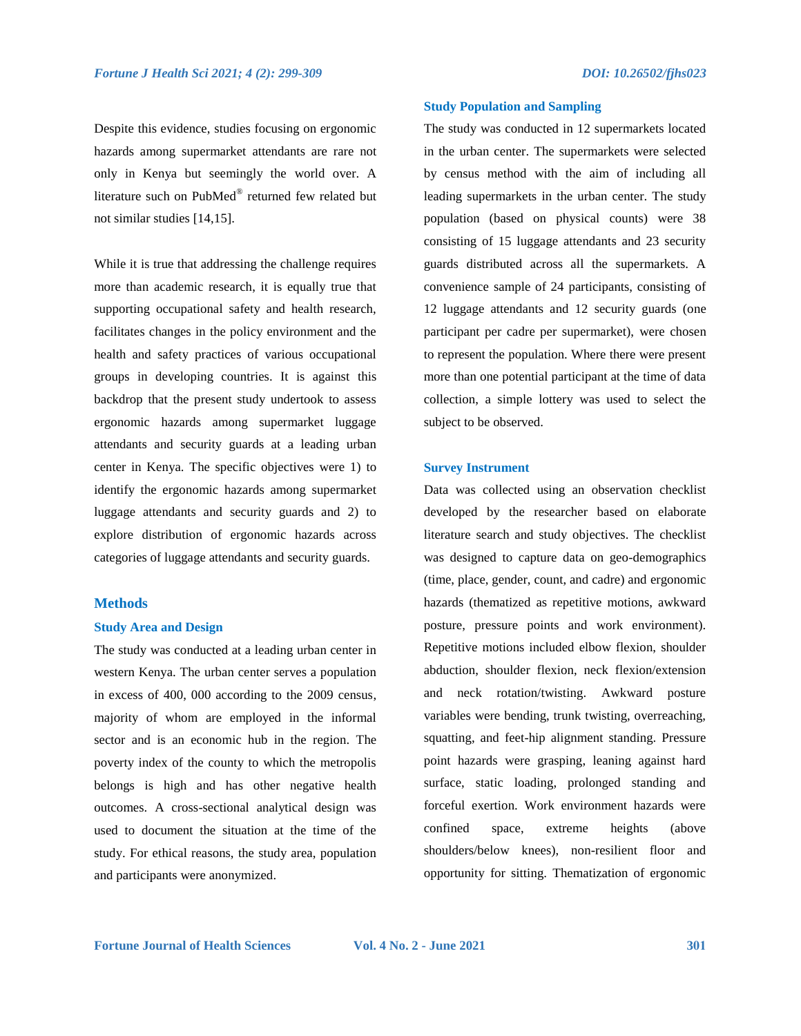Despite this evidence, studies focusing on ergonomic hazards among supermarket attendants are rare not only in Kenya but seemingly the world over. A literature such on PubMed® returned few related but not similar studies [14,15].

While it is true that addressing the challenge requires more than academic research, it is equally true that supporting occupational safety and health research, facilitates changes in the policy environment and the health and safety practices of various occupational groups in developing countries. It is against this backdrop that the present study undertook to assess ergonomic hazards among supermarket luggage attendants and security guards at a leading urban center in Kenya. The specific objectives were 1) to identify the ergonomic hazards among supermarket luggage attendants and security guards and 2) to explore distribution of ergonomic hazards across categories of luggage attendants and security guards.

## Methods

### Study Area and Design

The study was conducted at a leading urban center in western Kenya. The urban center serves a population in excess of 400, 000 according to the 2009 census, majority of whom are employed in the informal sector and is an economic hub in the region. The poverty index of the county to which the metropolis belongs is high and has other negative health outcomes. A cross-sectional analytical design was used to document the situation at the time of the study. For ethical reasons, the study area, population and participants were anonymized.

### Study Population and Sampling

The study was conducted in 12 supermarkets located in the urban center. The supermarkets were selected by census method with the aim of including all leading supermarkets in the urban center. The study population (based on physical counts) were 38 consisting of 15 luggage attendants and 23 security guards distributed across all the supermarkets. A convenience sample of 24 participants, consisting of 12 luggage attendants and 12 security guards (one participant per cadre per supermarket), were chosen to represent the population. Where there were present more than one potential participant at the time of data collection, a simple lottery was used to select the subject to be observed.

### Survey Instrument

Data was collected using an observation checklist developed by the researcher based on elaborate literature search and study objectives. The checklist was designed to capture data on geo-demographics (time, place, gender, count, and cadre) and ergonomic hazards (thematized as repetitive motions, awkward posture, pressure points and work environment). Repetitive motions included elbow flexion, shoulder abduction, shoulder flexion, neck flexion/extension and neck rotation/twisting. Awkward posture variables were bending, trunk twisting, overreaching, squatting, and feet-hip alignment standing. Pressure point hazards were grasping, leaning against hard surface, static loading, prolonged standing and forceful exertion. Work environment hazards were confined space, extreme heights (above shoulders/below knees), non-resilient floor and opportunity for sitting. Thematization of ergonomic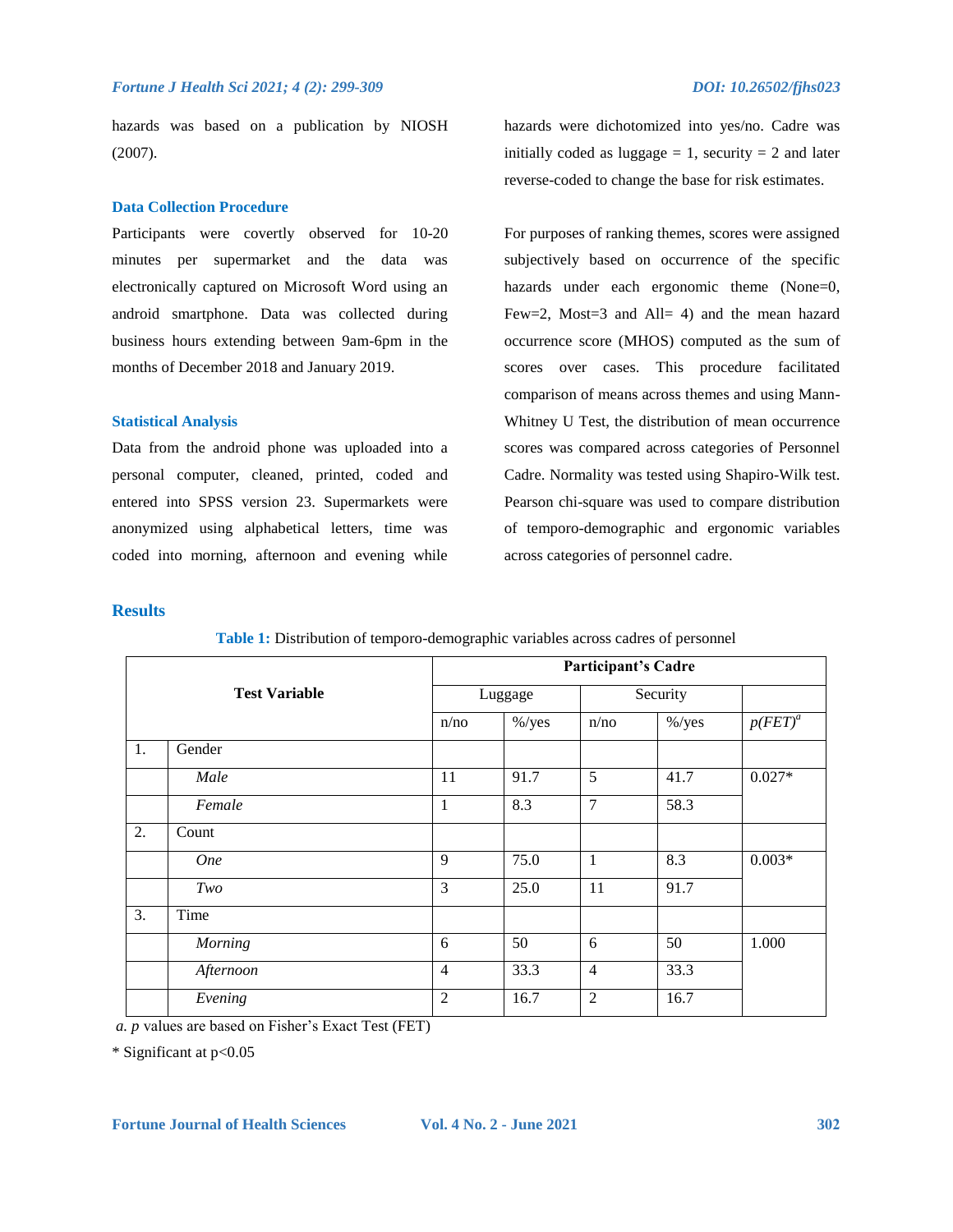hazards was based on a publication by NIOSH (2007).

### Data Collection Procedure

Participants were covertly observed for 10-20 minutes per supermarket and the data was electronically captured on Microsoft Word using an android smartphone. Data was collected during business hours extending between 9am-6pm in the months of December 2018 and January 2019.

### Statistical Analysis

Data from the android phone was uploaded into a personal computer, cleaned, printed, coded and entered into SPSS version 23. Supermarkets were anonymized using alphabetical letters, time was coded into morning, afternoon and evening while hazards were dichotomized into yes/no. Cadre was initially coded as luggage = 1, security = 2 and later reverse-coded to change the base for risk estimates.

For purposes of ranking themes, scores were assigned subjectively based on occurrence of the specific hazards under each ergonomic theme (None=0, Few=2, Most=3 and All= 4) and the mean hazard occurrence score (MHOS) computed as the sum of scores over cases. This procedure facilitated comparison of means across themes and using Mann-Whitney U Test, the distribution of mean occurrence scores was compared across categories of Personnel Cadre. Normality was tested using Shapiro-Wilk test. Pearson chi-square was used to compare distribution of temporo-demographic and ergonomic variables across categories of personnel cadre.

## Results

**Table 1:** Distribution of temporo-demographic variables across cadres of personnel

| Test Variable | | Participant's Cadre | | | | |
|---|---|---|---|---|---|---|
| | | Luggage | | Security | | |
| | | n/no | %/yes | n/no | %/yes | *p(FET)*[a] |
| 1. | Gender | | | | | |
| | *Male* | 11 | 91.7 | 5 | 41.7 | 0.027* |
| | *Female* | 1 | 8.3 | 7 | 58.3 | |
| 2. | Count | | | | | |
| | *One* | 9 | 75.0 | 1 | 8.3 | 0.003* |
| | *Two* | 3 | 25.0 | 11 | 91.7 | |
| 3. | Time | | | | | |
| | *Morning* | 6 | 50 | 6 | 50 | 1.000 |
| | *Afternoon* | 4 | 33.3 | 4 | 33.3 | |
| | *Evening* | 2 | 16.7 | 2 | 16.7 | |

*a. p* values are based on Fisher's Exact Test (FET)

\* Significant at p<0.05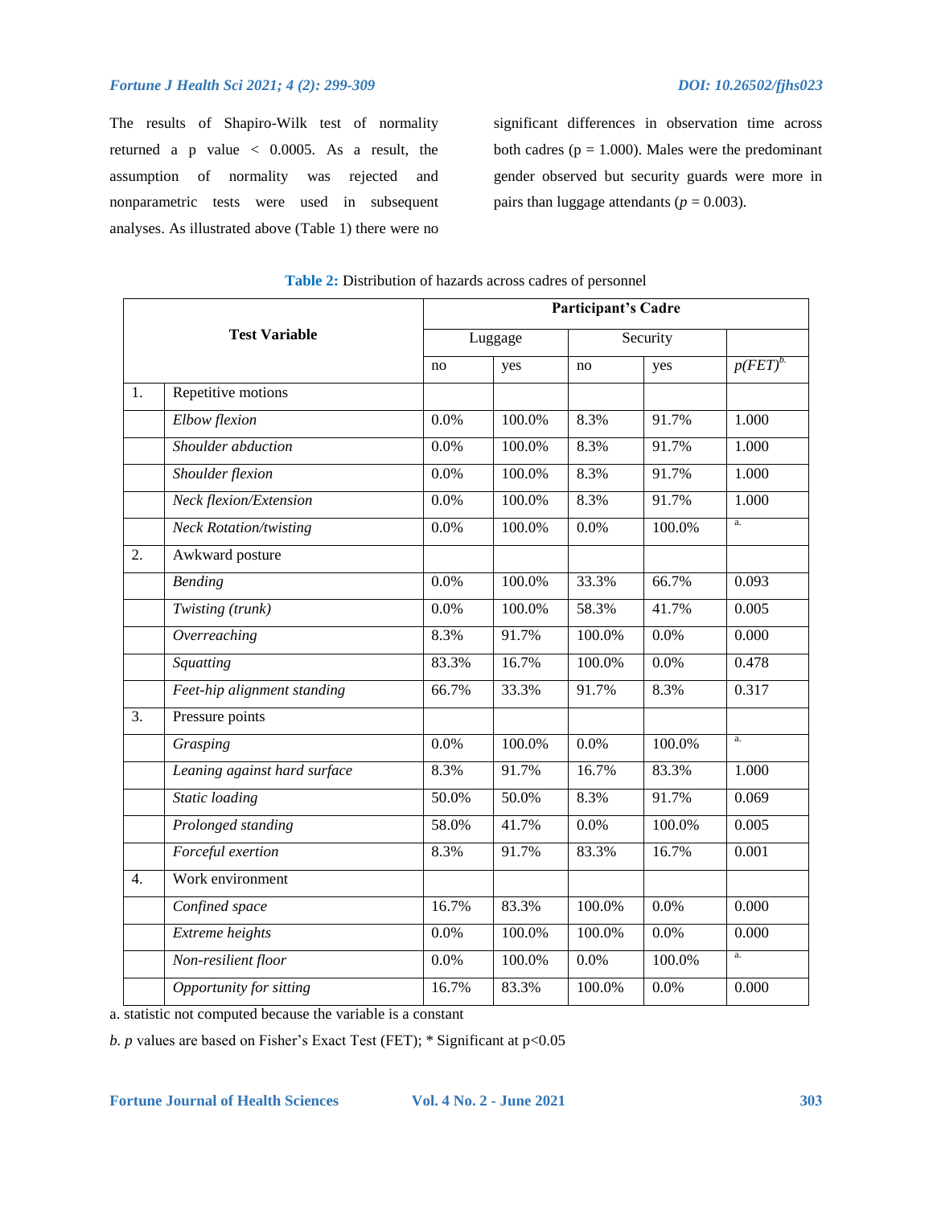The results of Shapiro-Wilk test of normality returned a p value < 0.0005. As a result, the assumption of normality was rejected and nonparametric tests were used in subsequent analyses. As illustrated above (Table 1) there were no significant differences in observation time across both cadres (p = 1.000). Males were the predominant gender observed but security guards were more in pairs than luggage attendants (*p* = 0.003).

**Table 2:** Distribution of hazards across cadres of personnel

| Test Variable | | Participant's Cadre | | | | |
|---|---|---|---|---|---|---|
| | | Luggage | | Security | | |
| | | no | yes | no | yes | *p(FET)*[b.] |
| 1. | Repetitive motions | | | | | |
| | *Elbow flexion* | 0.0% | 100.0% | 8.3% | 91.7% | 1.000 |
| | *Shoulder abduction* | 0.0% | 100.0% | 8.3% | 91.7% | 1.000 |
| | *Shoulder flexion* | 0.0% | 100.0% | 8.3% | 91.7% | 1.000 |
| | *Neck flexion/Extension* | 0.0% | 100.0% | 8.3% | 91.7% | 1.000 |
| | *Neck Rotation/twisting* | 0.0% | 100.0% | 0.0% | 100.0% | [a.] |
| 2. | Awkward posture | | | | | |
| | *Bending* | 0.0% | 100.0% | 33.3% | 66.7% | 0.093 |
| | *Twisting (trunk)* | 0.0% | 100.0% | 58.3% | 41.7% | 0.005 |
| | *Overreaching* | 8.3% | 91.7% | 100.0% | 0.0% | 0.000 |
| | *Squatting* | 83.3% | 16.7% | 100.0% | 0.0% | 0.478 |
| | *Feet-hip alignment standing* | 66.7% | 33.3% | 91.7% | 8.3% | 0.317 |
| 3. | Pressure points | | | | | |
| | *Grasping* | 0.0% | 100.0% | 0.0% | 100.0% | [a.] |
| | *Leaning against hard surface* | 8.3% | 91.7% | 16.7% | 83.3% | 1.000 |
| | *Static loading* | 50.0% | 50.0% | 8.3% | 91.7% | 0.069 |
| | *Prolonged standing* | 58.0% | 41.7% | 0.0% | 100.0% | 0.005 |
| | *Forceful exertion* | 8.3% | 91.7% | 83.3% | 16.7% | 0.001 |
| 4. | Work environment | | | | | |
| | *Confined space* | 16.7% | 83.3% | 100.0% | 0.0% | 0.000 |
| | *Extreme heights* | 0.0% | 100.0% | 100.0% | 0.0% | 0.000 |
| | *Non-resilient floor* | 0.0% | 100.0% | 0.0% | 100.0% | [a.] |
| | *Opportunity for sitting* | 16.7% | 83.3% | 100.0% | 0.0% | 0.000 |

a. statistic not computed because the variable is a constant

*b. p* values are based on Fisher's Exact Test (FET); * Significant at p<0.05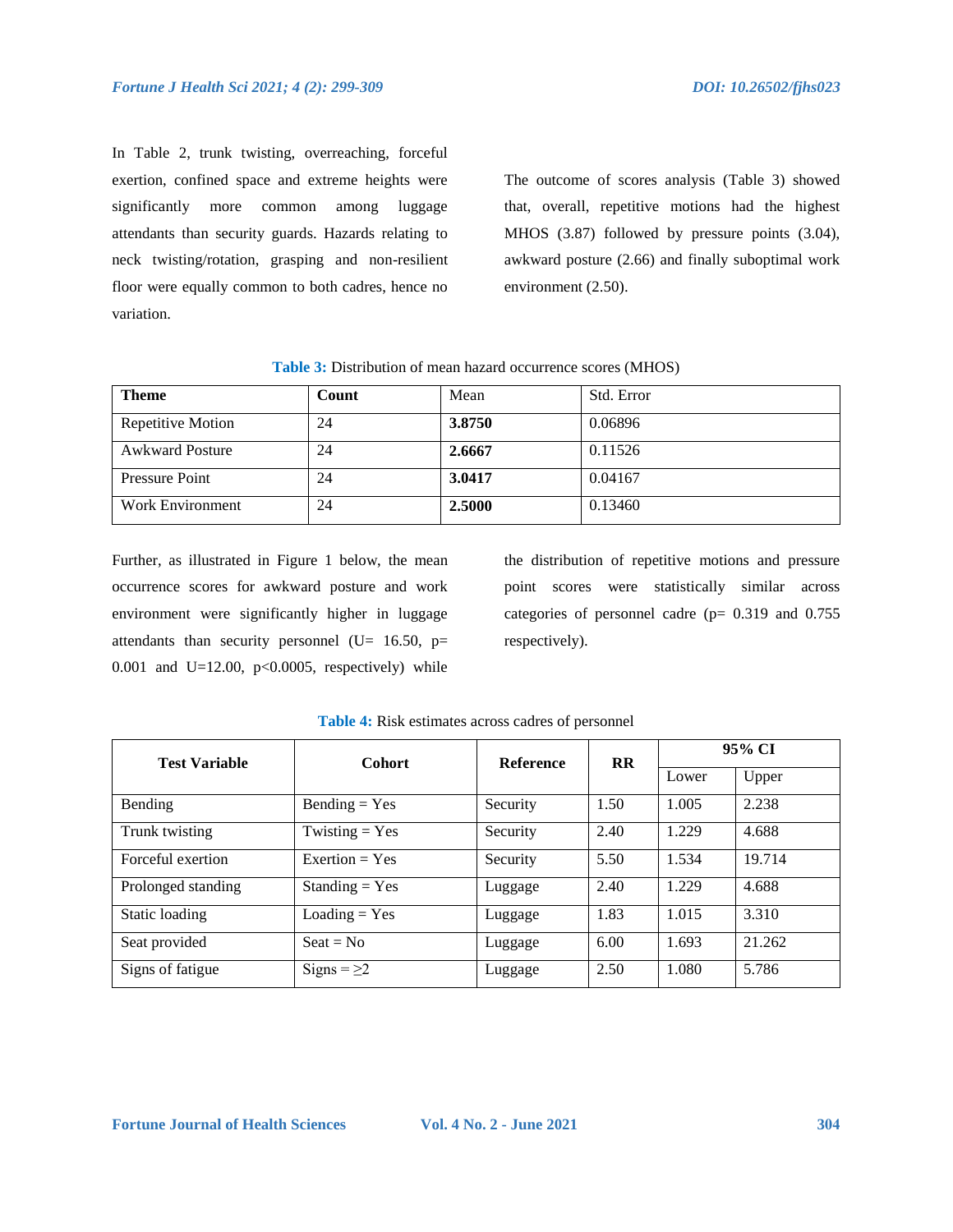In Table 2, trunk twisting, overreaching, forceful exertion, confined space and extreme heights were significantly more common among luggage attendants than security guards. Hazards relating to neck twisting/rotation, grasping and non-resilient floor were equally common to both cadres, hence no variation.

The outcome of scores analysis (Table 3) showed that, overall, repetitive motions had the highest MHOS (3.87) followed by pressure points (3.04), awkward posture (2.66) and finally suboptimal work environment (2.50).

**Table 3:** Distribution of mean hazard occurrence scores (MHOS)

| **Theme** | **Count** | Mean | Std. Error |
|---|---|---|---|
| Repetitive Motion | 24 | **3.8750** | 0.06896 |
| Awkward Posture | 24 | **2.6667** | 0.11526 |
| Pressure Point | 24 | **3.0417** | 0.04167 |
| Work Environment | 24 | **2.5000** | 0.13460 |

Further, as illustrated in Figure 1 below, the mean occurrence scores for awkward posture and work environment were significantly higher in luggage attendants than security personnel ($U = 16.50$, $p = 0.001$ and $U = 12.00$, $p < 0.0005$, respectively) while the distribution of repetitive motions and pressure point scores were statistically similar across categories of personnel cadre ($p = 0.319$ and $0.755$ respectively).

**Table 4:** Risk estimates across cadres of personnel

| **Test Variable** | **Cohort** | **Reference** | **RR** | **95% CI** | |
|---|---|---|---|---|---|
| | | | | Lower | Upper |
| Bending | Bending = Yes | Security | 1.50 | 1.005 | 2.238 |
| Trunk twisting | Twisting = Yes | Security | 2.40 | 1.229 | 4.688 |
| Forceful exertion | Exertion = Yes | Security | 5.50 | 1.534 | 19.714 |
| Prolonged standing | Standing = Yes | Luggage | 2.40 | 1.229 | 4.688 |
| Static loading | Loading = Yes | Luggage | 1.83 | 1.015 | 3.310 |
| Seat provided | Seat = No | Luggage | 6.00 | 1.693 | 21.262 |
| Signs of fatigue | Signs = ≥2 | Luggage | 2.50 | 1.080 | 5.786 |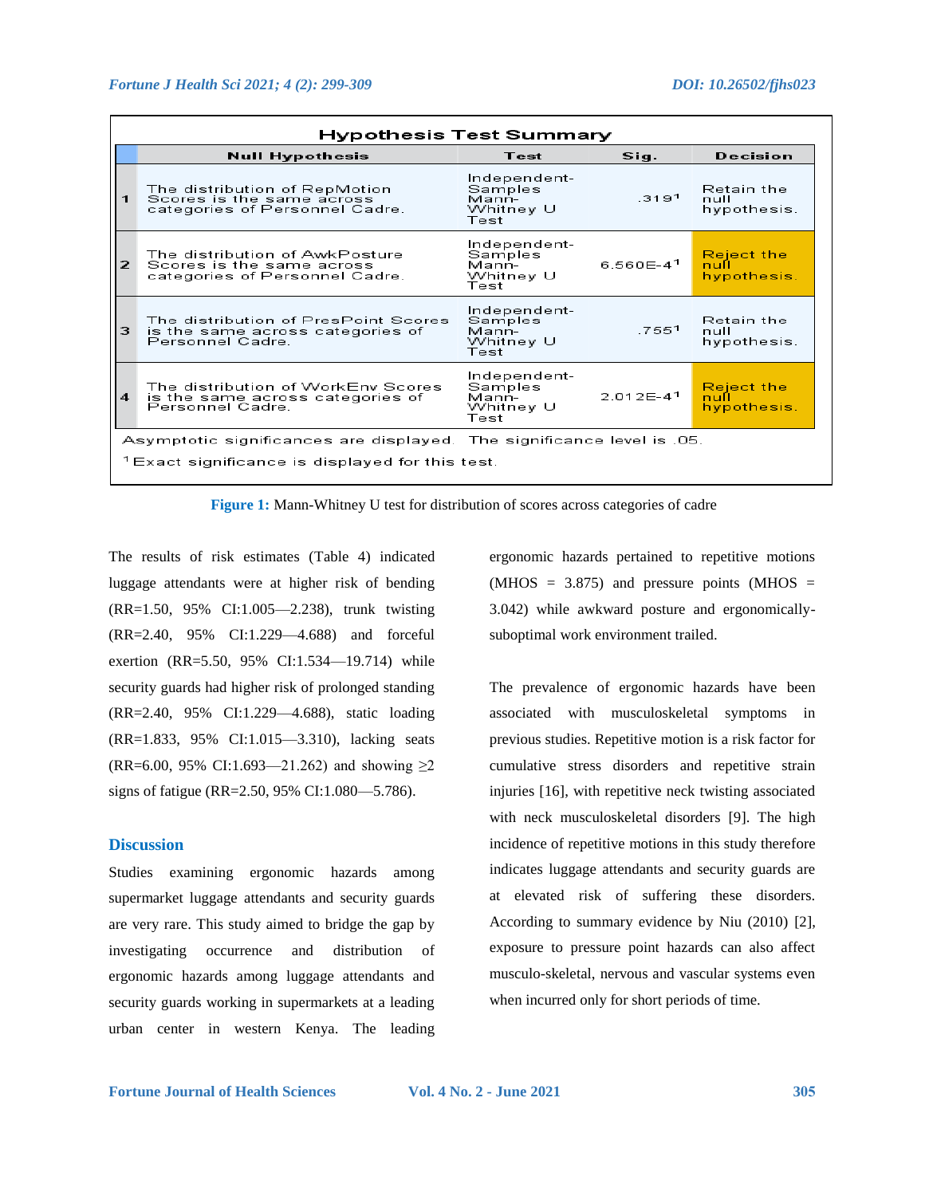**Hypothesis Test Summary**

| | Null Hypothesis | Test | Sig. | Decision |
|---|---|---|---|---|
| 1 | The distribution of RepMotion Scores is the same across categories of Personnel Cadre. | Independent-Samples Mann-Whitney U Test | .319[1] | Retain the null hypothesis. |
| 2 | The distribution of AwkPosture Scores is the same across categories of Personnel Cadre. | Independent-Samples Mann-Whitney U Test | 6.560E-4[1] | Reject the null hypothesis. |
| 3 | The distribution of PresPoint Scores is the same across categories of Personnel Cadre. | Independent-Samples Mann-Whitney U Test | .755[1] | Retain the null hypothesis. |
| 4 | The distribution of WorkEnv Scores is the same across categories of Personnel Cadre. | Independent-Samples Mann-Whitney U Test | 2.012E-4[1] | Reject the null hypothesis. |

Asymptotic significances are displayed. The significance level is .05.

[1] Exact significance is displayed for this test.

**Figure 1:** Mann-Whitney U test for distribution of scores across categories of cadre

The results of risk estimates (Table 4) indicated luggage attendants were at higher risk of bending (RR=1.50, 95% CI:1.005—2.238), trunk twisting (RR=2.40, 95% CI:1.229—4.688) and forceful exertion (RR=5.50, 95% CI:1.534—19.714) while security guards had higher risk of prolonged standing (RR=2.40, 95% CI:1.229—4.688), static loading (RR=1.833, 95% CI:1.015—3.310), lacking seats (RR=6.00, 95% CI:1.693—21.262) and showing ≥2 signs of fatigue (RR=2.50, 95% CI:1.080—5.786).

## Discussion

Studies examining ergonomic hazards among supermarket luggage attendants and security guards are very rare. This study aimed to bridge the gap by investigating occurrence and distribution of ergonomic hazards among luggage attendants and security guards working in supermarkets at a leading urban center in western Kenya. The leading ergonomic hazards pertained to repetitive motions (MHOS = 3.875) and pressure points (MHOS = 3.042) while awkward posture and ergonomically-suboptimal work environment trailed.

The prevalence of ergonomic hazards have been associated with musculoskeletal symptoms in previous studies. Repetitive motion is a risk factor for cumulative stress disorders and repetitive strain injuries [16], with repetitive neck twisting associated with neck musculoskeletal disorders [9]. The high incidence of repetitive motions in this study therefore indicates luggage attendants and security guards are at elevated risk of suffering these disorders. According to summary evidence by Niu (2010) [2], exposure to pressure point hazards can also affect musculo-skeletal, nervous and vascular systems even when incurred only for short periods of time.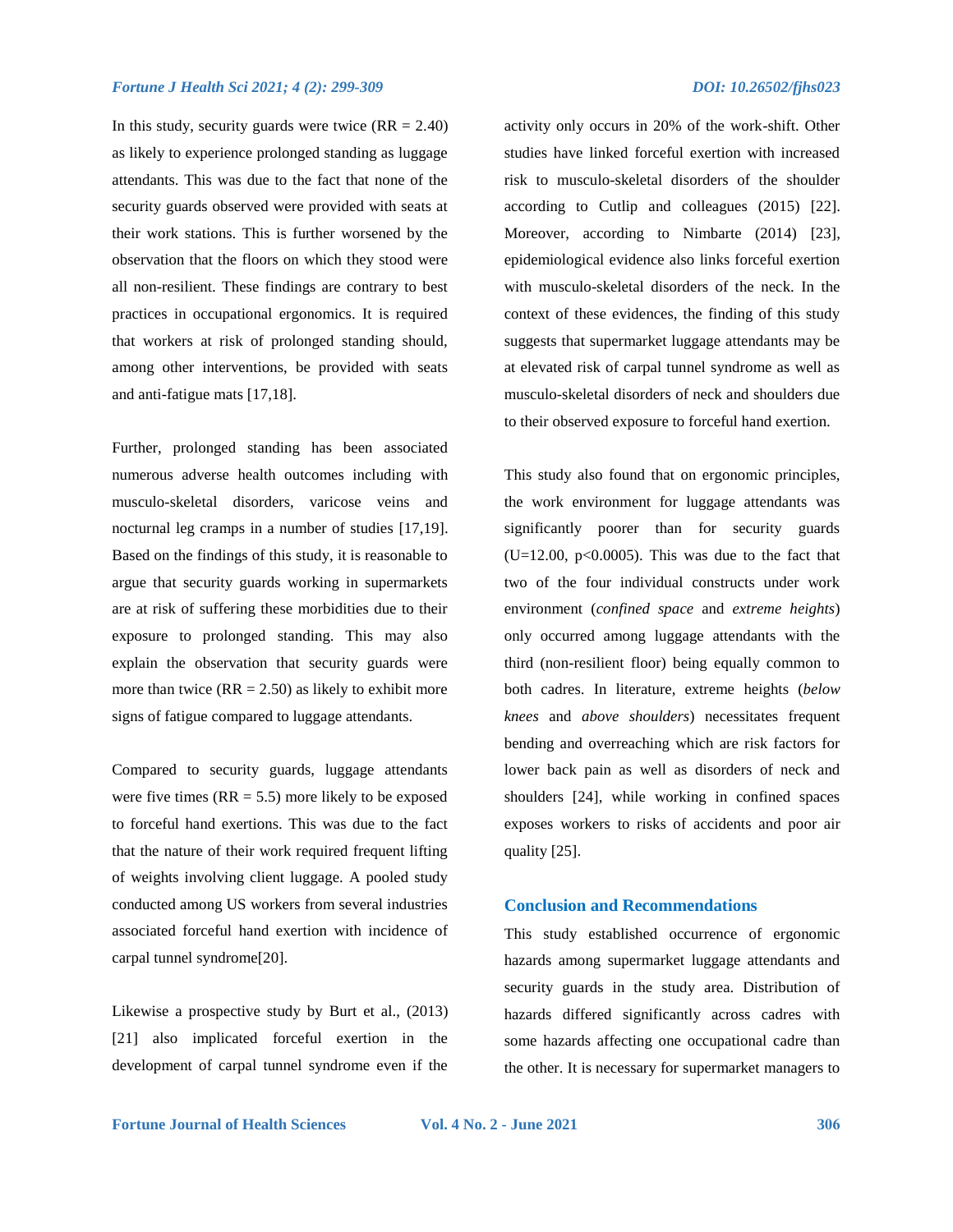In this study, security guards were twice (RR = 2.40) as likely to experience prolonged standing as luggage attendants. This was due to the fact that none of the security guards observed were provided with seats at their work stations. This is further worsened by the observation that the floors on which they stood were all non-resilient. These findings are contrary to best practices in occupational ergonomics. It is required that workers at risk of prolonged standing should, among other interventions, be provided with seats and anti-fatigue mats [17,18].

Further, prolonged standing has been associated numerous adverse health outcomes including with musculo-skeletal disorders, varicose veins and nocturnal leg cramps in a number of studies [17,19]. Based on the findings of this study, it is reasonable to argue that security guards working in supermarkets are at risk of suffering these morbidities due to their exposure to prolonged standing. This may also explain the observation that security guards were more than twice (RR = 2.50) as likely to exhibit more signs of fatigue compared to luggage attendants.

Compared to security guards, luggage attendants were five times (RR = 5.5) more likely to be exposed to forceful hand exertions. This was due to the fact that the nature of their work required frequent lifting of weights involving client luggage. A pooled study conducted among US workers from several industries associated forceful hand exertion with incidence of carpal tunnel syndrome[20].

Likewise a prospective study by Burt et al., (2013) [21] also implicated forceful exertion in the development of carpal tunnel syndrome even if the activity only occurs in 20% of the work-shift. Other studies have linked forceful exertion with increased risk to musculo-skeletal disorders of the shoulder according to Cutlip and colleagues (2015) [22]. Moreover, according to Nimbarte (2014) [23], epidemiological evidence also links forceful exertion with musculo-skeletal disorders of the neck. In the context of these evidences, the finding of this study suggests that supermarket luggage attendants may be at elevated risk of carpal tunnel syndrome as well as musculo-skeletal disorders of neck and shoulders due to their observed exposure to forceful hand exertion.

This study also found that on ergonomic principles, the work environment for luggage attendants was significantly poorer than for security guards ($U=12.00$, $p<0.0005$). This was due to the fact that two of the four individual constructs under work environment (*confined space* and *extreme heights*) only occurred among luggage attendants with the third (non-resilient floor) being equally common to both cadres. In literature, extreme heights (*below knees* and *above shoulders*) necessitates frequent bending and overreaching which are risk factors for lower back pain as well as disorders of neck and shoulders [24], while working in confined spaces exposes workers to risks of accidents and poor air quality [25].

## Conclusion and Recommendations

This study established occurrence of ergonomic hazards among supermarket luggage attendants and security guards in the study area. Distribution of hazards differed significantly across cadres with some hazards affecting one occupational cadre than the other. It is necessary for supermarket managers to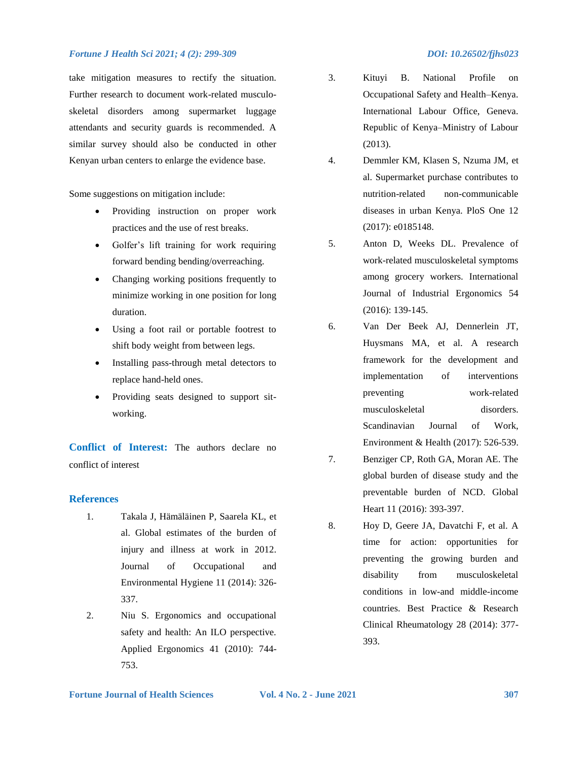take mitigation measures to rectify the situation. Further research to document work-related musculo-skeletal disorders among supermarket luggage attendants and security guards is recommended. A similar survey should also be conducted in other Kenyan urban centers to enlarge the evidence base.

Some suggestions on mitigation include:

- Providing instruction on proper work practices and the use of rest breaks.
- Golfer's lift training for work requiring forward bending bending/overreaching.
- Changing working positions frequently to minimize working in one position for long duration.
- Using a foot rail or portable footrest to shift body weight from between legs.
- Installing pass-through metal detectors to replace hand-held ones.
- Providing seats designed to support sit-working.

**Conflict of Interest:** The authors declare no conflict of interest

## References

1. Takala J, Hämäläinen P, Saarela KL, et al. Global estimates of the burden of injury and illness at work in 2012. Journal of Occupational and Environmental Hygiene 11 (2014): 326-337.
2. Niu S. Ergonomics and occupational safety and health: An ILO perspective. Applied Ergonomics 41 (2010): 744-753.
3. Kituyi B. National Profile on Occupational Safety and Health–Kenya. International Labour Office, Geneva. Republic of Kenya–Ministry of Labour (2013).
4. Demmler KM, Klasen S, Nzuma JM, et al. Supermarket purchase contributes to nutrition-related non-communicable diseases in urban Kenya. PloS One 12 (2017): e0185148.
5. Anton D, Weeks DL. Prevalence of work-related musculoskeletal symptoms among grocery workers. International Journal of Industrial Ergonomics 54 (2016): 139-145.
6. Van Der Beek AJ, Dennerlein JT, Huysmans MA, et al. A research framework for the development and implementation of interventions preventing work-related musculoskeletal disorders. Scandinavian Journal of Work, Environment & Health (2017): 526-539.
7. Benziger CP, Roth GA, Moran AE. The global burden of disease study and the preventable burden of NCD. Global Heart 11 (2016): 393-397.
8. Hoy D, Geere JA, Davatchi F, et al. A time for action: opportunities for preventing the growing burden and disability from musculoskeletal conditions in low-and middle-income countries. Best Practice & Research Clinical Rheumatology 28 (2014): 377-393.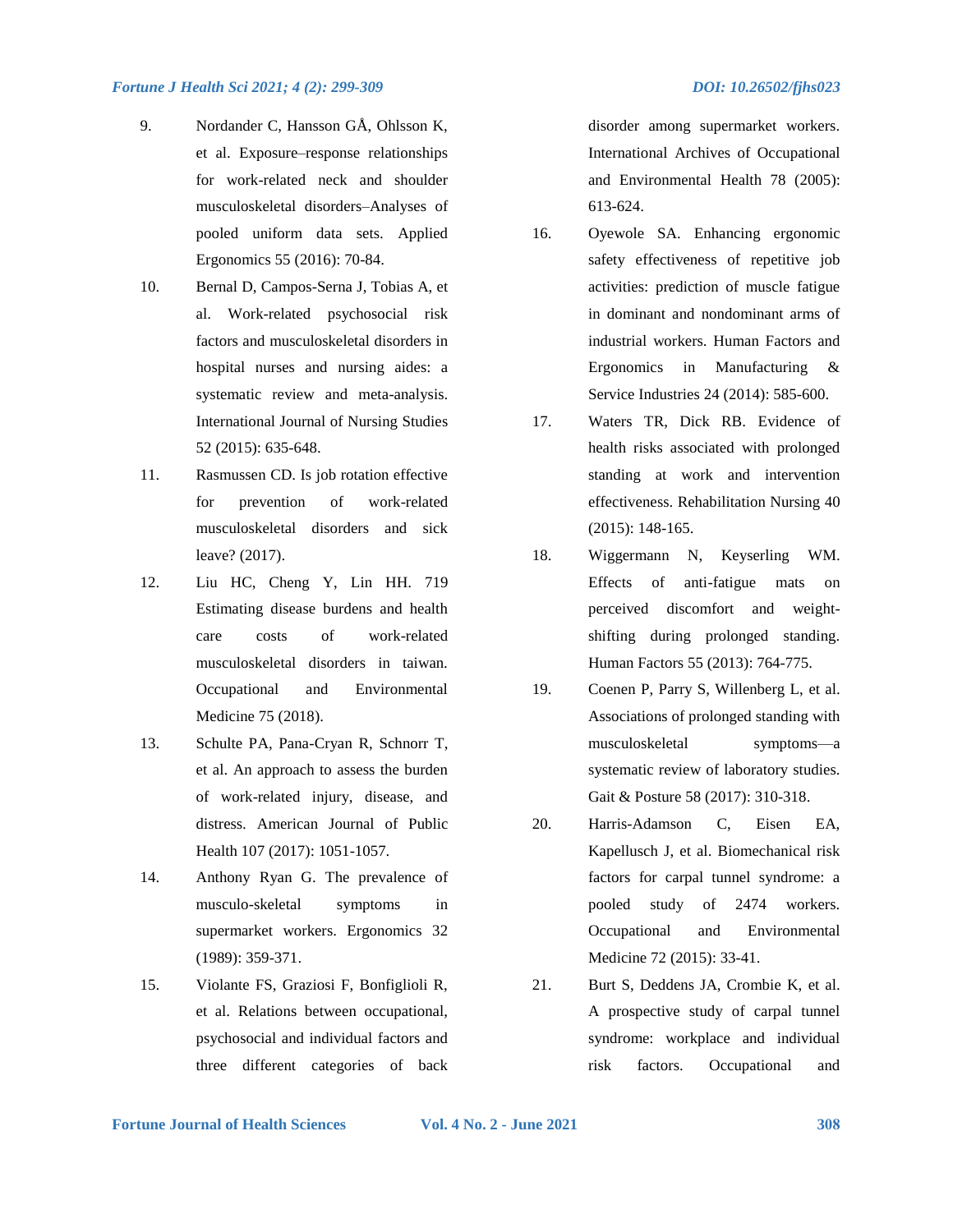9. Nordander C, Hansson GÅ, Ohlsson K, et al. Exposure–response relationships for work-related neck and shoulder musculoskeletal disorders–Analyses of pooled uniform data sets. Applied Ergonomics 55 (2016): 70-84.
10. Bernal D, Campos-Serna J, Tobias A, et al. Work-related psychosocial risk factors and musculoskeletal disorders in hospital nurses and nursing aides: a systematic review and meta-analysis. International Journal of Nursing Studies 52 (2015): 635-648.
11. Rasmussen CD. Is job rotation effective for prevention of work-related musculoskeletal disorders and sick leave? (2017).
12. Liu HC, Cheng Y, Lin HH. 719 Estimating disease burdens and health care costs of work-related musculoskeletal disorders in taiwan. Occupational and Environmental Medicine 75 (2018).
13. Schulte PA, Pana-Cryan R, Schnorr T, et al. An approach to assess the burden of work-related injury, disease, and distress. American Journal of Public Health 107 (2017): 1051-1057.
14. Anthony Ryan G. The prevalence of musculo-skeletal symptoms in supermarket workers. Ergonomics 32 (1989): 359-371.
15. Violante FS, Graziosi F, Bonfiglioli R, et al. Relations between occupational, psychosocial and individual factors and three different categories of back disorder among supermarket workers. International Archives of Occupational and Environmental Health 78 (2005): 613-624.
16. Oyewole SA. Enhancing ergonomic safety effectiveness of repetitive job activities: prediction of muscle fatigue in dominant and nondominant arms of industrial workers. Human Factors and Ergonomics in Manufacturing & Service Industries 24 (2014): 585-600.
17. Waters TR, Dick RB. Evidence of health risks associated with prolonged standing at work and intervention effectiveness. Rehabilitation Nursing 40 (2015): 148-165.
18. Wiggermann N, Keyserling WM. Effects of anti-fatigue mats on perceived discomfort and weight-shifting during prolonged standing. Human Factors 55 (2013): 764-775.
19. Coenen P, Parry S, Willenberg L, et al. Associations of prolonged standing with musculoskeletal symptoms—a systematic review of laboratory studies. Gait & Posture 58 (2017): 310-318.
20. Harris-Adamson C, Eisen EA, Kapellusch J, et al. Biomechanical risk factors for carpal tunnel syndrome: a pooled study of 2474 workers. Occupational and Environmental Medicine 72 (2015): 33-41.
21. Burt S, Deddens JA, Crombie K, et al. A prospective study of carpal tunnel syndrome: workplace and individual risk factors. Occupational and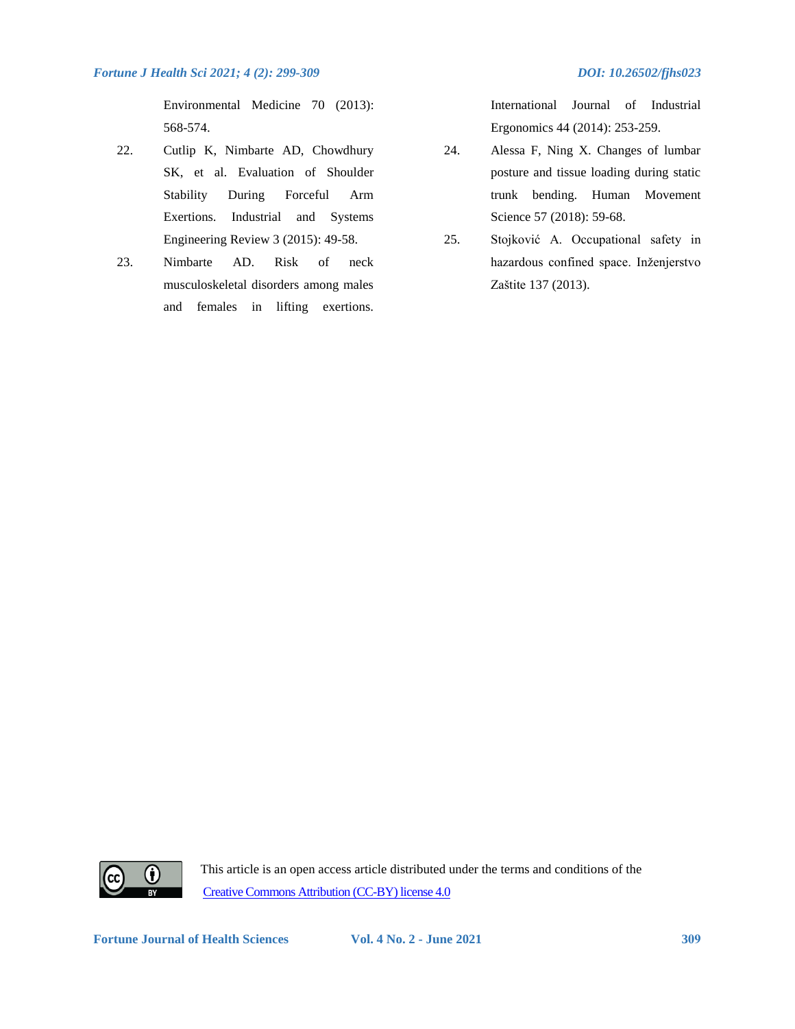Environmental Medicine 70 (2013): 568-574.

22. Cutlip K, Nimbarte AD, Chowdhury SK, et al. Evaluation of Shoulder Stability During Forceful Arm Exertions. Industrial and Systems Engineering Review 3 (2015): 49-58.
23. Nimbarte AD. Risk of neck musculoskeletal disorders among males and females in lifting exertions. International Journal of Industrial Ergonomics 44 (2014): 253-259.
24. Alessa F, Ning X. Changes of lumbar posture and tissue loading during static trunk bending. Human Movement Science 57 (2018): 59-68.
25. Stojković A. Occupational safety in hazardous confined space. Inženjerstvo Zaštite 137 (2013).

This article is an open access article distributed under the terms and conditions of the [Creative Commons Attribution (CC-BY) license 4.0](https://creativecommons.org/licenses/by/4.0/)